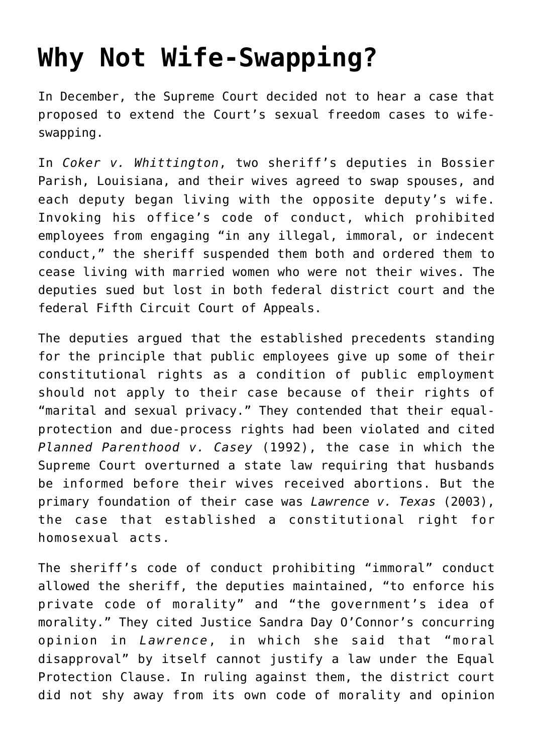# Why Not Wife-Swapping?

In December, the Supreme Court decided not to hear a case that proposed to extend the Court's sexual freedom cases to wife-swapping.

In *Coker v. Whittington*, two sheriff's deputies in Bossier Parish, Louisiana, and their wives agreed to swap spouses, and each deputy began living with the opposite deputy's wife. Invoking his office's code of conduct, which prohibited employees from engaging "in any illegal, immoral, or indecent conduct," the sheriff suspended them both and ordered them to cease living with married women who were not their wives. The deputies sued but lost in both federal district court and the federal Fifth Circuit Court of Appeals.

The deputies argued that the established precedents standing for the principle that public employees give up some of their constitutional rights as a condition of public employment should not apply to their case because of their rights of "marital and sexual privacy." They contended that their equal-protection and due-process rights had been violated and cited *Planned Parenthood v. Casey* (1992), the case in which the Supreme Court overturned a state law requiring that husbands be informed before their wives received abortions. But the primary foundation of their case was *Lawrence v. Texas* (2003), the case that established a constitutional right for homosexual acts.

The sheriff's code of conduct prohibiting "immoral" conduct allowed the sheriff, the deputies maintained, "to enforce his private code of morality" and "the government's idea of morality." They cited Justice Sandra Day O'Connor's concurring opinion in *Lawrence*, in which she said that "moral disapproval" by itself cannot justify a law under the Equal Protection Clause. In ruling against them, the district court did not shy away from its own code of morality and opinion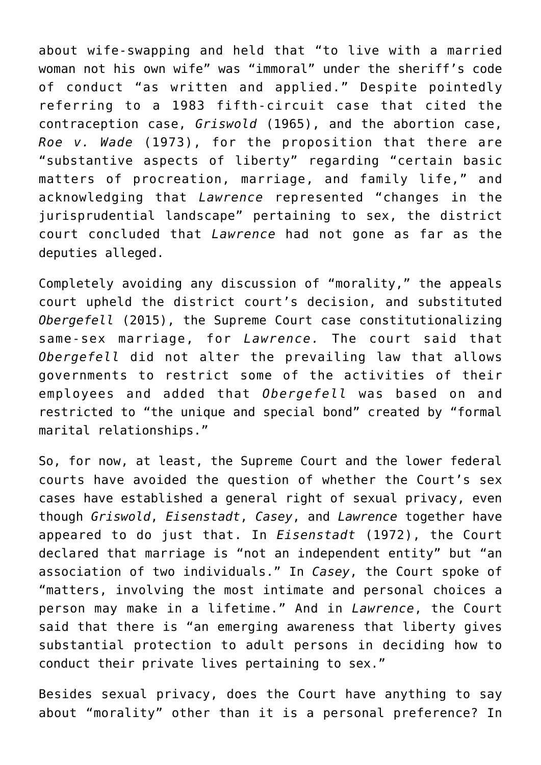about wife-swapping and held that "to live with a married woman not his own wife" was "immoral" under the sheriff's code of conduct "as written and applied." Despite pointedly referring to a 1983 fifth-circuit case that cited the contraception case, *Griswold* (1965), and the abortion case, *Roe v. Wade* (1973), for the proposition that there are "substantive aspects of liberty" regarding "certain basic matters of procreation, marriage, and family life," and acknowledging that *Lawrence* represented "changes in the jurisprudential landscape" pertaining to sex, the district court concluded that *Lawrence* had not gone as far as the deputies alleged.

Completely avoiding any discussion of "morality," the appeals court upheld the district court's decision, and substituted *Obergefell* (2015), the Supreme Court case constitutionalizing same-sex marriage, for *Lawrence.* The court said that *Obergefell* did not alter the prevailing law that allows governments to restrict some of the activities of their employees and added that *Obergefell* was based on and restricted to "the unique and special bond" created by "formal marital relationships."

So, for now, at least, the Supreme Court and the lower federal courts have avoided the question of whether the Court's sex cases have established a general right of sexual privacy, even though *Griswold*, *Eisenstadt*, *Casey*, and *Lawrence* together have appeared to do just that. In *Eisenstadt* (1972), the Court declared that marriage is "not an independent entity" but "an association of two individuals." In *Casey*, the Court spoke of "matters, involving the most intimate and personal choices a person may make in a lifetime." And in *Lawrence*, the Court said that there is "an emerging awareness that liberty gives substantial protection to adult persons in deciding how to conduct their private lives pertaining to sex."

Besides sexual privacy, does the Court have anything to say about "morality" other than it is a personal preference? In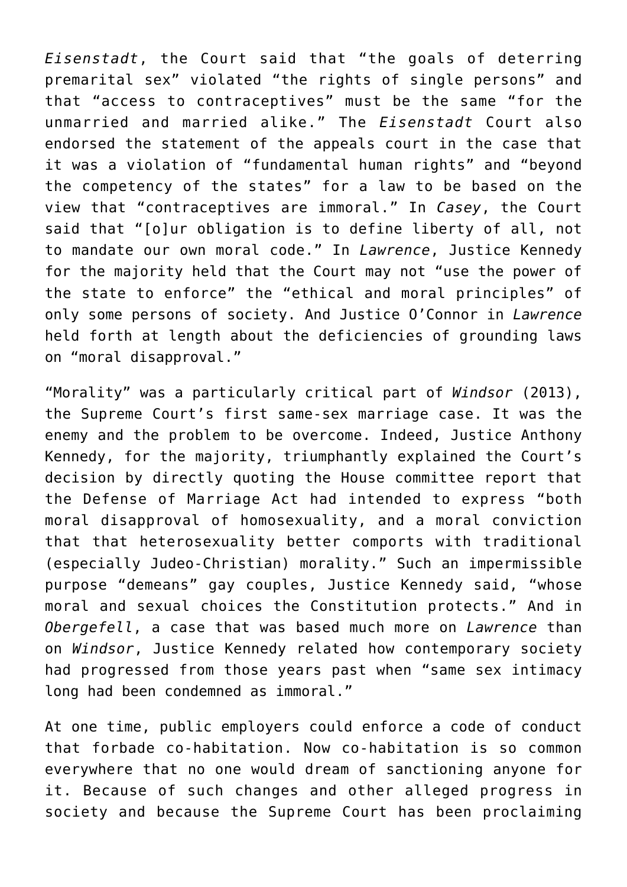*Eisenstadt*, the Court said that “the goals of deterring premarital sex” violated “the rights of single persons” and that “access to contraceptives” must be the same “for the unmarried and married alike.” The *Eisenstadt* Court also endorsed the statement of the appeals court in the case that it was a violation of “fundamental human rights” and “beyond the competency of the states” for a law to be based on the view that “contraceptives are immoral.” In *Casey*, the Court said that “[o]ur obligation is to define liberty of all, not to mandate our own moral code.” In *Lawrence*, Justice Kennedy for the majority held that the Court may not “use the power of the state to enforce” the “ethical and moral principles” of only some persons of society. And Justice O’Connor in *Lawrence* held forth at length about the deficiencies of grounding laws on “moral disapproval.”

“Morality” was a particularly critical part of *Windsor* (2013), the Supreme Court’s first same-sex marriage case. It was the enemy and the problem to be overcome. Indeed, Justice Anthony Kennedy, for the majority, triumphantly explained the Court’s decision by directly quoting the House committee report that the Defense of Marriage Act had intended to express “both moral disapproval of homosexuality, and a moral conviction that that heterosexuality better comports with traditional (especially Judeo-Christian) morality.” Such an impermissible purpose “demeans” gay couples, Justice Kennedy said, “whose moral and sexual choices the Constitution protects.” And in *Obergefell*, a case that was based much more on *Lawrence* than on *Windsor*, Justice Kennedy related how contemporary society had progressed from those years past when “same sex intimacy long had been condemned as immoral.”

At one time, public employers could enforce a code of conduct that forbade co-habitation. Now co-habitation is so common everywhere that no one would dream of sanctioning anyone for it. Because of such changes and other alleged progress in society and because the Supreme Court has been proclaiming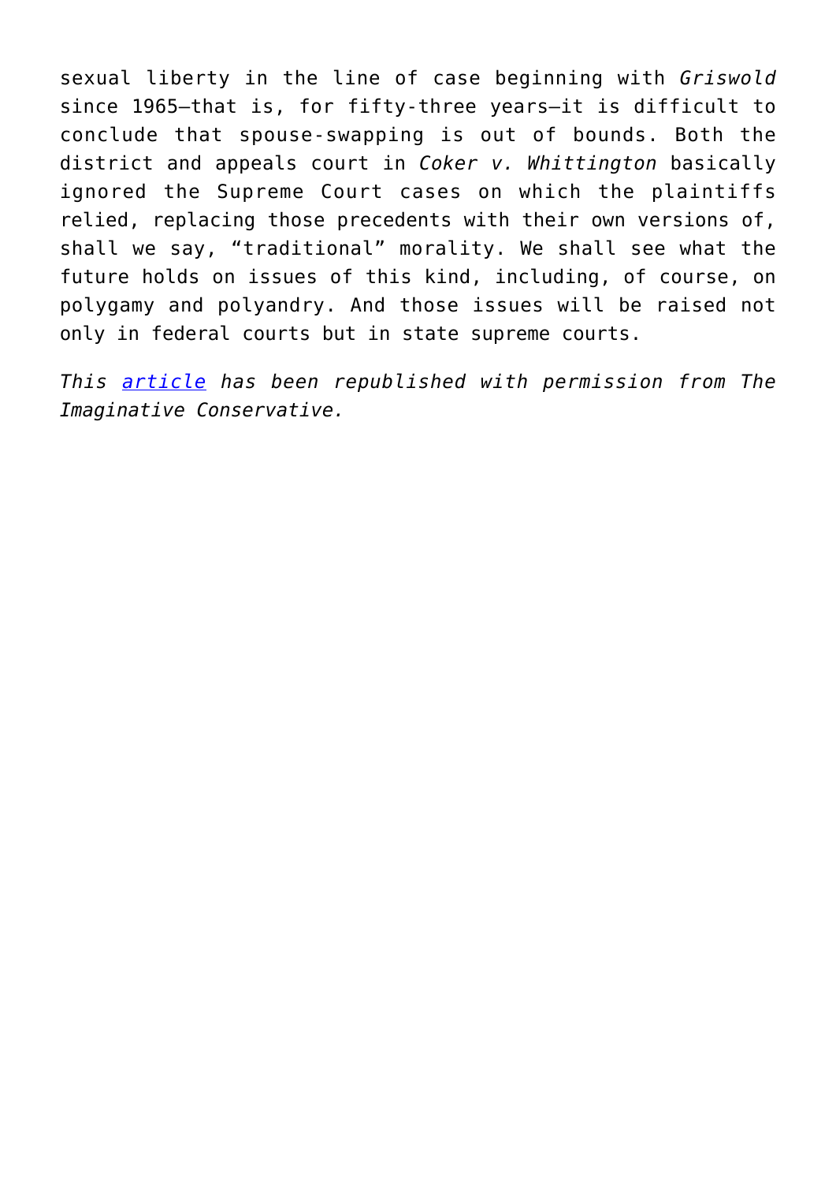sexual liberty in the line of case beginning with *Griswold* since 1965—that is, for fifty-three years—it is difficult to conclude that spouse-swapping is out of bounds. Both the district and appeals court in *Coker v. Whittington* basically ignored the Supreme Court cases on which the plaintiffs relied, replacing those precedents with their own versions of, shall we say, "traditional" morality. We shall see what the future holds on issues of this kind, including, of course, on polygamy and polyandry. And those issues will be raised not only in federal courts but in state supreme courts.

*This [article](#) has been republished with permission from The Imaginative Conservative.*